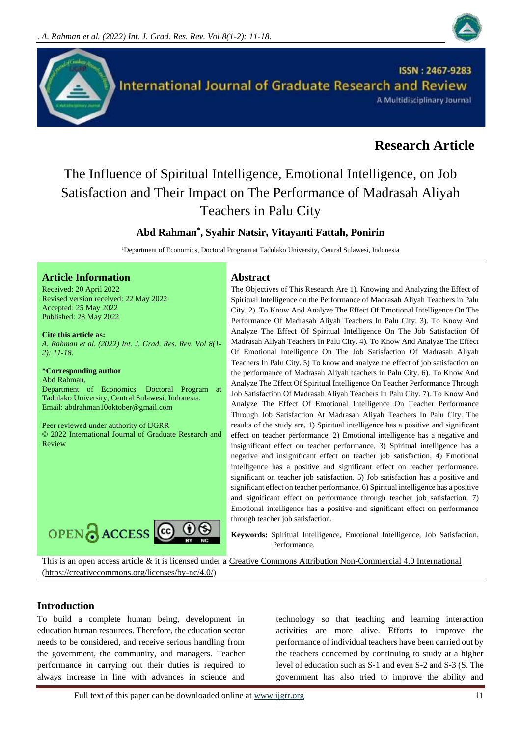**Research Article**

# The Influence of Spiritual Intelligence, Emotional Intelligence, on Job Satisfaction and Their Impact on The Performance of Madrasah Aliyah Teachers in Palu City

**Abd Rahman*, Syahir Natsir, Vitayanti Fattah, Ponirin**

[1]Department of Economics, Doctoral Program at Tadulako University, Central Sulawesi, Indonesia

## Article Information

Received: 20 April 2022
Revised version received: 22 May 2022
Accepted: 25 May 2022
Published: 28 May 2022

**Cite this article as:**
*A. Rahman et al. (2022) Int. J. Grad. Res. Rev. Vol 8(1-2): 11-18.*

***Corresponding author**
Abd Rahman,
Department of Economics, Doctoral Program at Tadulako University, Central Sulawesi, Indonesia.
Email: abdrahman10oktober@gmail.com

Peer reviewed under authority of IJGRR
© 2022 International Journal of Graduate Research and Review

## Abstract

The Objectives of This Research Are 1). Knowing and Analyzing the Effect of Spiritual Intelligence on the Performance of Madrasah Aliyah Teachers in Palu City. 2). To Know And Analyze The Effect Of Emotional Intelligence On The Performance Of Madrasah Aliyah Teachers In Palu City. 3). To Know And Analyze The Effect Of Spiritual Intelligence On The Job Satisfaction Of Madrasah Aliyah Teachers In Palu City. 4). To Know And Analyze The Effect Of Emotional Intelligence On The Job Satisfaction Of Madrasah Aliyah Teachers In Palu City. 5) To know and analyze the effect of job satisfaction on the performance of Madrasah Aliyah teachers in Palu City. 6). To Know And Analyze The Effect Of Spiritual Intelligence On Teacher Performance Through Job Satisfaction Of Madrasah Aliyah Teachers In Palu City. 7). To Know And Analyze The Effect Of Emotional Intelligence On Teacher Performance Through Job Satisfaction At Madrasah Aliyah Teachers In Palu City. The results of the study are, 1) Spiritual intelligence has a positive and significant effect on teacher performance, 2) Emotional intelligence has a negative and insignificant effect on teacher performance, 3) Spiritual intelligence has a negative and insignificant effect on teacher job satisfaction, 4) Emotional intelligence has a positive and significant effect on teacher performance. significant on teacher job satisfaction. 5) Job satisfaction has a positive and significant effect on teacher performance. 6) Spiritual intelligence has a positive and significant effect on performance through teacher job satisfaction. 7) Emotional intelligence has a positive and significant effect on performance through teacher job satisfaction.

**Keywords:** Spiritual Intelligence, Emotional Intelligence, Job Satisfaction, Performance.

This is an open access article & it is licensed under a Creative Commons Attribution Non-Commercial 4.0 International (https://creativecommons.org/licenses/by-nc/4.0/)

## Introduction

To build a complete human being, development in education human resources. Therefore, the education sector needs to be considered, and receive serious handling from the government, the community, and managers. Teacher performance in carrying out their duties is required to always increase in line with advances in science and technology so that teaching and learning interaction activities are more alive. Efforts to improve the performance of individual teachers have been carried out by the teachers concerned by continuing to study at a higher level of education such as S-1 and even S-2 and S-3 (S. The government has also tried to improve the ability and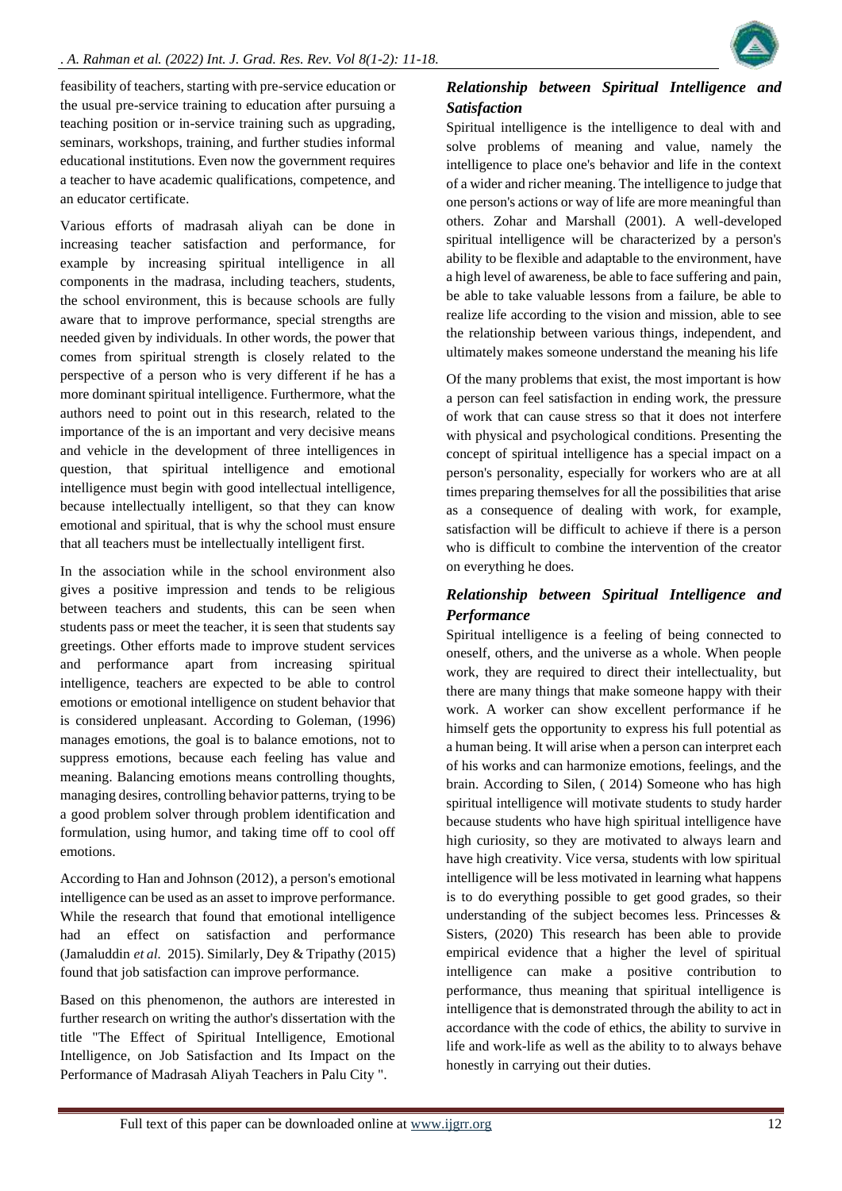feasibility of teachers, starting with pre-service education or the usual pre-service training to education after pursuing a teaching position or in-service training such as upgrading, seminars, workshops, training, and further studies informal educational institutions. Even now the government requires a teacher to have academic qualifications, competence, and an educator certificate.

Various efforts of madrasah aliyah can be done in increasing teacher satisfaction and performance, for example by increasing spiritual intelligence in all components in the madrasa, including teachers, students, the school environment, this is because schools are fully aware that to improve performance, special strengths are needed given by individuals. In other words, the power that comes from spiritual strength is closely related to the perspective of a person who is very different if he has a more dominant spiritual intelligence. Furthermore, what the authors need to point out in this research, related to the importance of the is an important and very decisive means and vehicle in the development of three intelligences in question, that spiritual intelligence and emotional intelligence must begin with good intellectual intelligence, because intellectually intelligent, so that they can know emotional and spiritual, that is why the school must ensure that all teachers must be intellectually intelligent first.

In the association while in the school environment also gives a positive impression and tends to be religious between teachers and students, this can be seen when students pass or meet the teacher, it is seen that students say greetings. Other efforts made to improve student services and performance apart from increasing spiritual intelligence, teachers are expected to be able to control emotions or emotional intelligence on student behavior that is considered unpleasant. According to Goleman, (1996) manages emotions, the goal is to balance emotions, not to suppress emotions, because each feeling has value and meaning. Balancing emotions means controlling thoughts, managing desires, controlling behavior patterns, trying to be a good problem solver through problem identification and formulation, using humor, and taking time off to cool off emotions.

According to Han and Johnson (2012), a person's emotional intelligence can be used as an asset to improve performance. While the research that found that emotional intelligence had an effect on satisfaction and performance (Jamaluddin *et al.* 2015). Similarly, Dey & Tripathy (2015) found that job satisfaction can improve performance.

Based on this phenomenon, the authors are interested in further research on writing the author's dissertation with the title "The Effect of Spiritual Intelligence, Emotional Intelligence, on Job Satisfaction and Its Impact on the Performance of Madrasah Aliyah Teachers in Palu City ".

### *Relationship between Spiritual Intelligence and Satisfaction*

Spiritual intelligence is the intelligence to deal with and solve problems of meaning and value, namely the intelligence to place one's behavior and life in the context of a wider and richer meaning. The intelligence to judge that one person's actions or way of life are more meaningful than others. Zohar and Marshall (2001). A well-developed spiritual intelligence will be characterized by a person's ability to be flexible and adaptable to the environment, have a high level of awareness, be able to face suffering and pain, be able to take valuable lessons from a failure, be able to realize life according to the vision and mission, able to see the relationship between various things, independent, and ultimately makes someone understand the meaning his life

Of the many problems that exist, the most important is how a person can feel satisfaction in ending work, the pressure of work that can cause stress so that it does not interfere with physical and psychological conditions. Presenting the concept of spiritual intelligence has a special impact on a person's personality, especially for workers who are at all times preparing themselves for all the possibilities that arise as a consequence of dealing with work, for example, satisfaction will be difficult to achieve if there is a person who is difficult to combine the intervention of the creator on everything he does.

### *Relationship between Spiritual Intelligence and Performance*

Spiritual intelligence is a feeling of being connected to oneself, others, and the universe as a whole. When people work, they are required to direct their intellectuality, but there are many things that make someone happy with their work. A worker can show excellent performance if he himself gets the opportunity to express his full potential as a human being. It will arise when a person can interpret each of his works and can harmonize emotions, feelings, and the brain. According to Silen, ( 2014) Someone who has high spiritual intelligence will motivate students to study harder because students who have high spiritual intelligence have high curiosity, so they are motivated to always learn and have high creativity. Vice versa, students with low spiritual intelligence will be less motivated in learning what happens is to do everything possible to get good grades, so their understanding of the subject becomes less. Princesses & Sisters, (2020) This research has been able to provide empirical evidence that a higher the level of spiritual intelligence can make a positive contribution to performance, thus meaning that spiritual intelligence is intelligence that is demonstrated through the ability to act in accordance with the code of ethics, the ability to survive in life and work-life as well as the ability to to always behave honestly in carrying out their duties.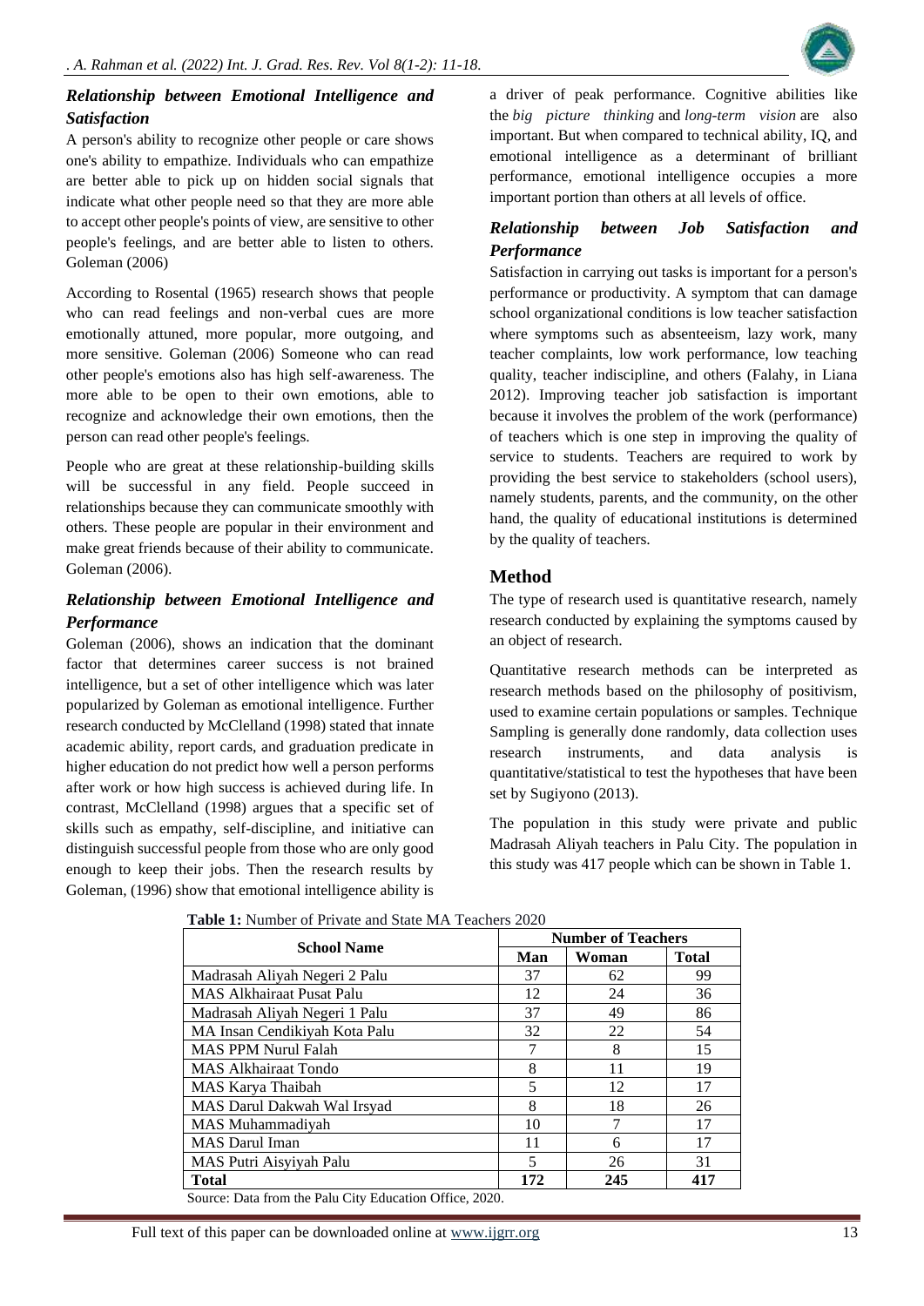### *Relationship between Emotional Intelligence and Satisfaction*

A person's ability to recognize other people or care shows one's ability to empathize. Individuals who can empathize are better able to pick up on hidden social signals that indicate what other people need so that they are more able to accept other people's points of view, are sensitive to other people's feelings, and are better able to listen to others. Goleman (2006)

According to Rosental (1965) research shows that people who can read feelings and non-verbal cues are more emotionally attuned, more popular, more outgoing, and more sensitive. Goleman (2006) Someone who can read other people's emotions also has high self-awareness. The more able to be open to their own emotions, able to recognize and acknowledge their own emotions, then the person can read other people's feelings.

People who are great at these relationship-building skills will be successful in any field. People succeed in relationships because they can communicate smoothly with others. These people are popular in their environment and make great friends because of their ability to communicate. Goleman (2006).

### *Relationship between Emotional Intelligence and Performance*

Goleman (2006), shows an indication that the dominant factor that determines career success is not brained intelligence, but a set of other intelligence which was later popularized by Goleman as emotional intelligence. Further research conducted by McClelland (1998) stated that innate academic ability, report cards, and graduation predicate in higher education do not predict how well a person performs after work or how high success is achieved during life. In contrast, McClelland (1998) argues that a specific set of skills such as empathy, self-discipline, and initiative can distinguish successful people from those who are only good enough to keep their jobs. Then the research results by Goleman, (1996) show that emotional intelligence ability is a driver of peak performance. Cognitive abilities like the *big picture thinking* and *long-term vision* are also important. But when compared to technical ability, IQ, and emotional intelligence as a determinant of brilliant performance, emotional intelligence occupies a more important portion than others at all levels of office.

### *Relationship between Job Satisfaction and Performance*

Satisfaction in carrying out tasks is important for a person's performance or productivity. A symptom that can damage school organizational conditions is low teacher satisfaction where symptoms such as absenteeism, lazy work, many teacher complaints, low work performance, low teaching quality, teacher indiscipline, and others (Falahy, in Liana 2012). Improving teacher job satisfaction is important because it involves the problem of the work (performance) of teachers which is one step in improving the quality of service to students. Teachers are required to work by providing the best service to stakeholders (school users), namely students, parents, and the community, on the other hand, the quality of educational institutions is determined by the quality of teachers.

## Method

The type of research used is quantitative research, namely research conducted by explaining the symptoms caused by an object of research.

Quantitative research methods can be interpreted as research methods based on the philosophy of positivism, used to examine certain populations or samples. Technique Sampling is generally done randomly, data collection uses research instruments, and data analysis is quantitative/statistical to test the hypotheses that have been set by Sugiyono (2013).

The population in this study were private and public Madrasah Aliyah teachers in Palu City. The population in this study was 417 people which can be shown in Table 1.

**Table 1:** Number of Private and State MA Teachers 2020

| School Name | Number of Teachers | | |
|---|---|---|---|
| | Man | Woman | Total |
| Madrasah Aliyah Negeri 2 Palu | 37 | 62 | 99 |
| MAS Alkhairaat Pusat Palu | 12 | 24 | 36 |
| Madrasah Aliyah Negeri 1 Palu | 37 | 49 | 86 |
| MA Insan Cendikiyah Kota Palu | 32 | 22 | 54 |
| MAS PPM Nurul Falah | 7 | 8 | 15 |
| MAS Alkhairaat Tondo | 8 | 11 | 19 |
| MAS Karya Thaibah | 5 | 12 | 17 |
| MAS Darul Dakwah Wal Irsyad | 8 | 18 | 26 |
| MAS Muhammadiyah | 10 | 7 | 17 |
| MAS Darul Iman | 11 | 6 | 17 |
| MAS Putri Aisyiyah Palu | 5 | 26 | 31 |
| **Total** | **172** | **245** | **417** |

Source: Data from the Palu City Education Office, 2020.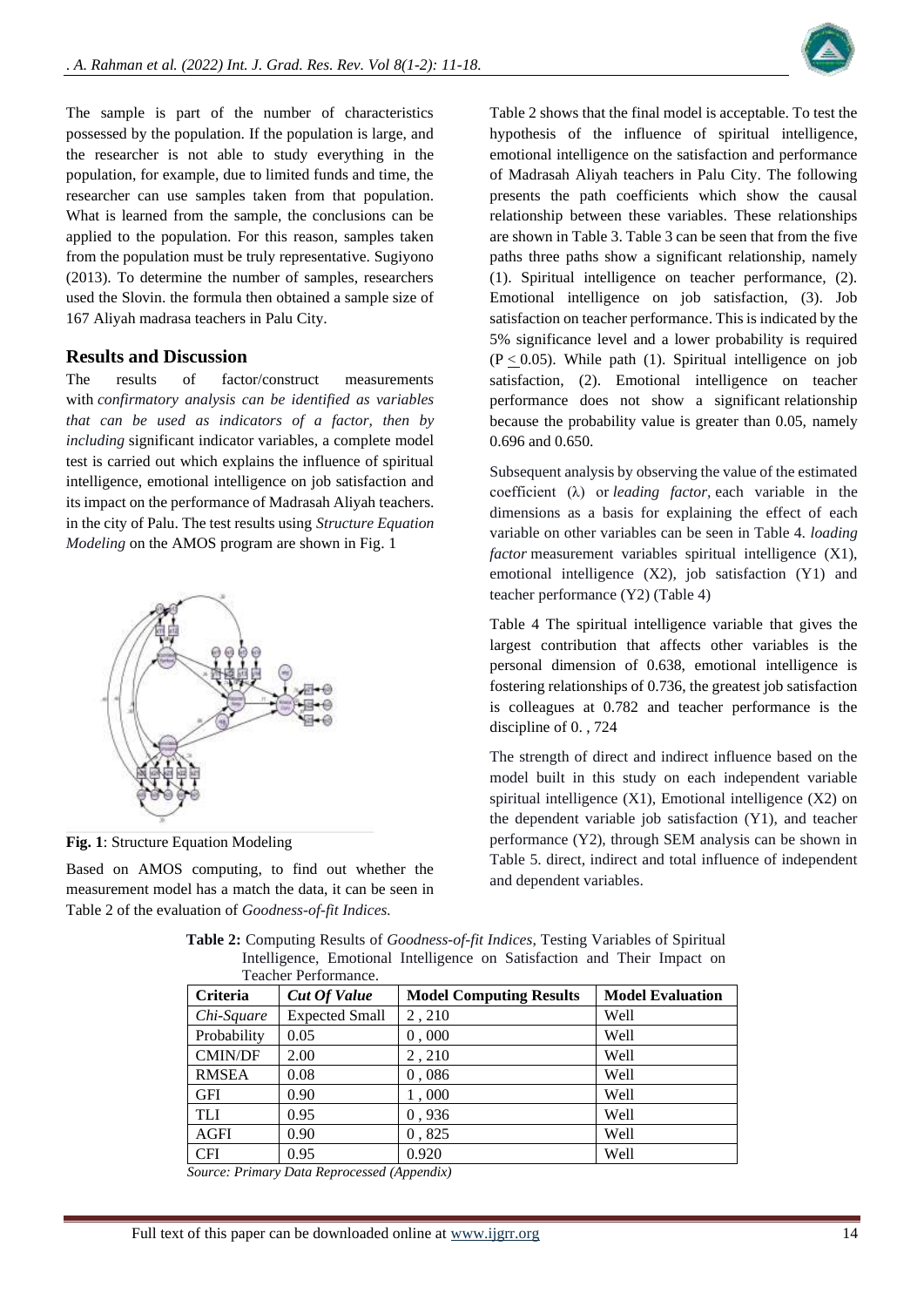The sample is part of the number of characteristics possessed by the population. If the population is large, and the researcher is not able to study everything in the population, for example, due to limited funds and time, the researcher can use samples taken from that population. What is learned from the sample, the conclusions can be applied to the population. For this reason, samples taken from the population must be truly representative. Sugiyono (2013). To determine the number of samples, researchers used the Slovin. the formula then obtained a sample size of 167 Aliyah madrasa teachers in Palu City.

## Results and Discussion

The results of factor/construct measurements with *confirmatory analysis can be identified as variables that can be used as indicators of a factor, then by including* significant indicator variables, a complete model test is carried out which explains the influence of spiritual intelligence, emotional intelligence on job satisfaction and its impact on the performance of Madrasah Aliyah teachers. in the city of Palu. The test results using *Structure Equation Modeling* on the AMOS program are shown in Fig. 1

**Fig. 1**: Structure Equation Modeling

Based on AMOS computing, to find out whether the measurement model has a match the data, it can be seen in Table 2 of the evaluation of *Goodness-of-fit Indices.*

Table 2 shows that the final model is acceptable. To test the hypothesis of the influence of spiritual intelligence, emotional intelligence on the satisfaction and performance of Madrasah Aliyah teachers in Palu City. The following presents the path coefficients which show the causal relationship between these variables. These relationships are shown in Table 3. Table 3 can be seen that from the five paths three paths show a significant relationship, namely (1). Spiritual intelligence on teacher performance, (2). Emotional intelligence on job satisfaction, (3). Job satisfaction on teacher performance. This is indicated by the 5% significance level and a lower probability is required ($P \leq 0.05$). While path (1). Spiritual intelligence on job satisfaction, (2). Emotional intelligence on teacher performance does not show a significant relationship because the probability value is greater than 0.05, namely 0.696 and 0.650.

Subsequent analysis by observing the value of the estimated coefficient ($\lambda$) or *leading factor*, each variable in the dimensions as a basis for explaining the effect of each variable on other variables can be seen in Table 4. *loading factor* measurement variables spiritual intelligence (X1), emotional intelligence (X2), job satisfaction (Y1) and teacher performance (Y2) (Table 4)

Table 4 The spiritual intelligence variable that gives the largest contribution that affects other variables is the personal dimension of 0.638, emotional intelligence is fostering relationships of 0.736, the greatest job satisfaction is colleagues at 0.782 and teacher performance is the discipline of 0. , 724

The strength of direct and indirect influence based on the model built in this study on each independent variable spiritual intelligence (X1), Emotional intelligence (X2) on the dependent variable job satisfaction (Y1), and teacher performance (Y2), through SEM analysis can be shown in Table 5. direct, indirect and total influence of independent and dependent variables.

**Table 2:** Computing Results of *Goodness-of-fit Indices*, Testing Variables of Spiritual Intelligence, Emotional Intelligence on Satisfaction and Their Impact on Teacher Performance.

| Criteria | *Cut Of Value* | Model Computing Results | Model Evaluation |
|---|---|---|---|
| *Chi-Square* | Expected Small | 2 , 210 | Well |
| Probability | 0.05 | 0 , 000 | Well |
| CMIN/DF | 2.00 | 2 , 210 | Well |
| RMSEA | 0.08 | 0 , 086 | Well |
| GFI | 0.90 | 1 , 000 | Well |
| TLI | 0.95 | 0 , 936 | Well |
| AGFI | 0.90 | 0 , 825 | Well |
| CFI | 0.95 | 0.920 | Well |

*Source: Primary Data Reprocessed (Appendix)*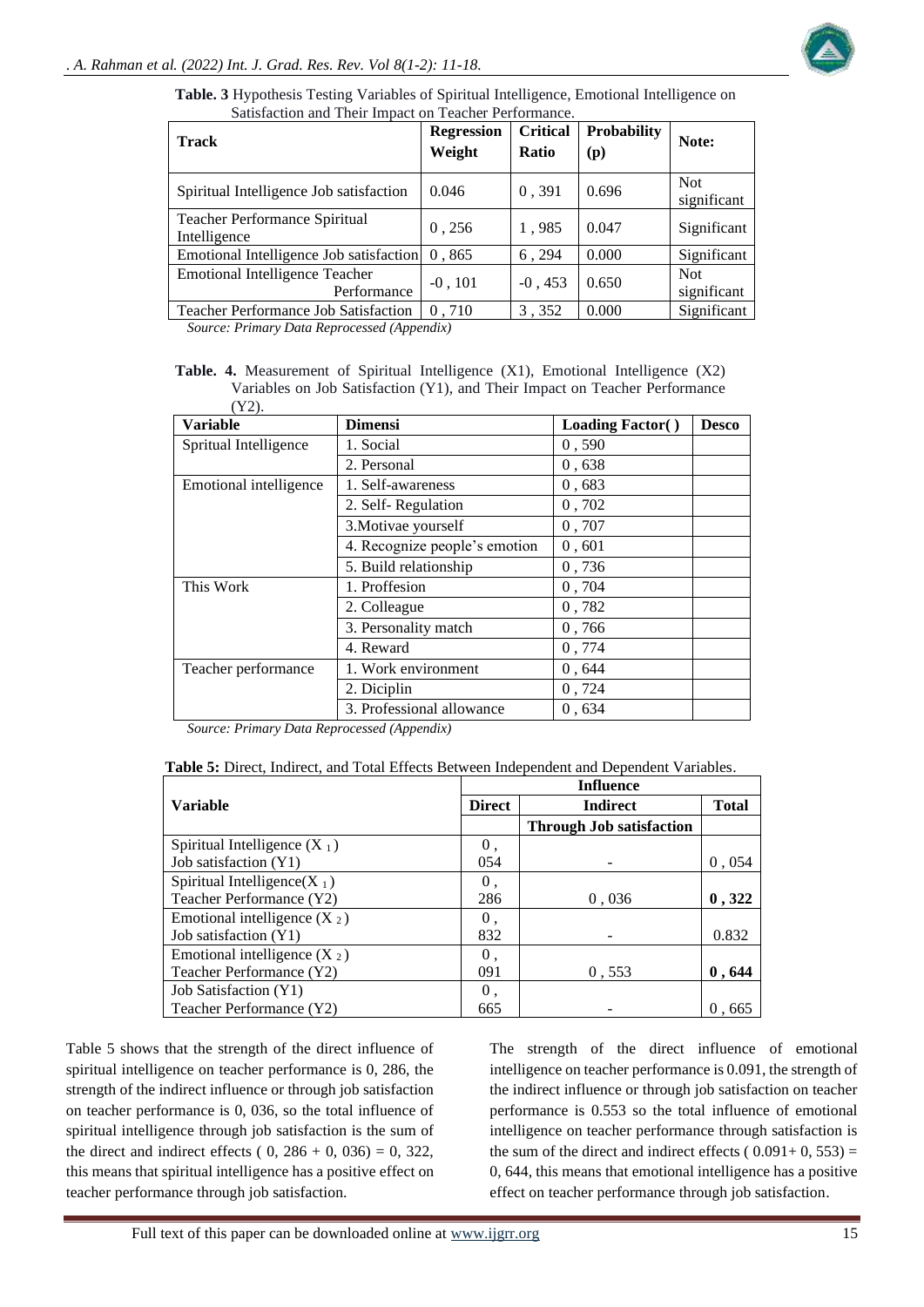**Table. 3** Hypothesis Testing Variables of Spiritual Intelligence, Emotional Intelligence on Satisfaction and Their Impact on Teacher Performance.

| Track | Regression Weight | Critical Ratio | Probability (p) | Note: |
|---|---|---|---|---|
| Spiritual Intelligence Job satisfaction | 0.046 | 0 , 391 | 0.696 | Not significant |
| Teacher Performance Spiritual Intelligence | 0 , 256 | 1 , 985 | 0.047 | Significant |
| Emotional Intelligence Job satisfaction | 0 , 865 | 6 , 294 | 0.000 | Significant |
| Emotional Intelligence Teacher Performance | -0 , 101 | -0 , 453 | 0.650 | Not significant |
| Teacher Performance Job Satisfaction | 0 , 710 | 3 , 352 | 0.000 | Significant |

*Source: Primary Data Reprocessed (Appendix)*

**Table. 4.** Measurement of Spiritual Intelligence (X1), Emotional Intelligence (X2) Variables on Job Satisfaction (Y1), and Their Impact on Teacher Performance (Y2).

| Variable | Dimensi | Loading Factor( ) | Desco |
|---|---|---|---|
| Spritual Intelligence | 1. Social | 0 , 590 | |
| | 2. Personal | 0 , 638 | |
| Emotional intelligence | 1. Self-awareness | 0 , 683 | |
| | 2. Self- Regulation | 0 , 702 | |
| | 3.Motivae yourself | 0 , 707 | |
| | 4. Recognize people's emotion | 0 , 601 | |
| | 5. Build relationship | 0 , 736 | |
| This Work | 1. Proffesion | 0 , 704 | |
| | 2. Colleague | 0 , 782 | |
| | 3. Personality match | 0 , 766 | |
| | 4. Reward | 0 , 774 | |
| Teacher performance | 1. Work environment | 0 , 644 | |
| | 2. Diciplin | 0 , 724 | |
| | 3. Professional allowance | 0 , 634 | |

*Source: Primary Data Reprocessed (Appendix)*

**Table 5:** Direct, Indirect, and Total Effects Between Independent and Dependent Variables.

| Variable | Influence | | |
|---|---|---|---|
| | Direct | Indirect | Total |
| | | Through Job satisfaction | |
| Spiritual Intelligence ($X_1$) Job satisfaction (Y1) | 0 , 054 | - | 0 , 054 |
| Spiritual Intelligence($X_1$) Teacher Performance (Y2) | 0 , 286 | 0 , 036 | **0 , 322** |
| Emotional intelligence ($X_2$) Job satisfaction (Y1) | 0 , 832 | - | 0.832 |
| Emotional intelligence ($X_2$) Teacher Performance (Y2) | 0 , 091 | 0 , 553 | **0 , 644** |
| Job Satisfaction (Y1) Teacher Performance (Y2) | 0 , 665 | - | 0 , 665 |

Table 5 shows that the strength of the direct influence of spiritual intelligence on teacher performance is 0, 286, the strength of the indirect influence or through job satisfaction on teacher performance is 0, 036, so the total influence of spiritual intelligence through job satisfaction is the sum of the direct and indirect effects ( 0, 286 + 0, 036) = 0, 322, this means that spiritual intelligence has a positive effect on teacher performance through job satisfaction.

The strength of the direct influence of emotional intelligence on teacher performance is 0.091, the strength of the indirect influence or through job satisfaction on teacher performance is 0.553 so the total influence of emotional intelligence on teacher performance through satisfaction is the sum of the direct and indirect effects ( 0.091+ 0, 553) = 0, 644, this means that emotional intelligence has a positive effect on teacher performance through job satisfaction.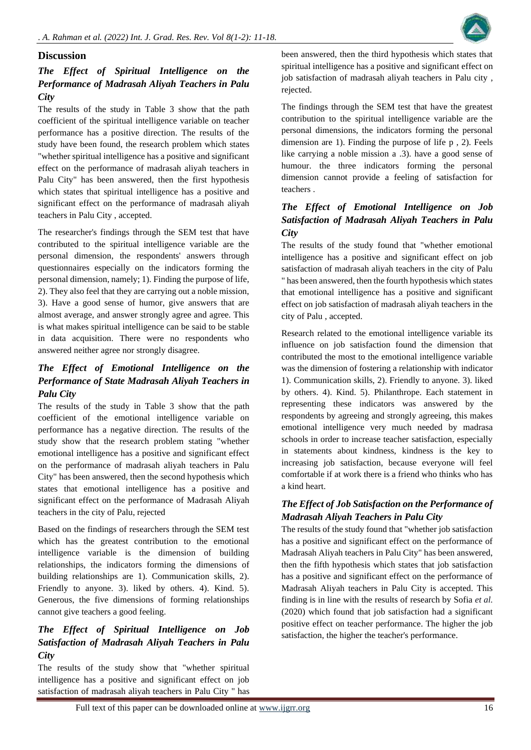## Discussion

### *The Effect of Spiritual Intelligence on the Performance of Madrasah Aliyah Teachers in Palu City*

The results of the study in Table 3 show that the path coefficient of the spiritual intelligence variable on teacher performance has a positive direction. The results of the study have been found, the research problem which states "whether spiritual intelligence has a positive and significant effect on the performance of madrasah aliyah teachers in Palu City" has been answered, then the first hypothesis which states that spiritual intelligence has a positive and significant effect on the performance of madrasah aliyah teachers in Palu City , accepted.

The researcher's findings through the SEM test that have contributed to the spiritual intelligence variable are the personal dimension, the respondents' answers through questionnaires especially on the indicators forming the personal dimension, namely; 1). Finding the purpose of life, 2). They also feel that they are carrying out a noble mission, 3). Have a good sense of humor, give answers that are almost average, and answer strongly agree and agree. This is what makes spiritual intelligence can be said to be stable in data acquisition. There were no respondents who answered neither agree nor strongly disagree.

### *The Effect of Emotional Intelligence on the Performance of State Madrasah Aliyah Teachers in Palu City*

The results of the study in Table 3 show that the path coefficient of the emotional intelligence variable on performance has a negative direction. The results of the study show that the research problem stating "whether emotional intelligence has a positive and significant effect on the performance of madrasah aliyah teachers in Palu City" has been answered, then the second hypothesis which states that emotional intelligence has a positive and significant effect on the performance of Madrasah Aliyah teachers in the city of Palu, rejected

Based on the findings of researchers through the SEM test which has the greatest contribution to the emotional intelligence variable is the dimension of building relationships, the indicators forming the dimensions of building relationships are 1). Communication skills, 2). Friendly to anyone. 3). liked by others. 4). Kind. 5). Generous, the five dimensions of forming relationships cannot give teachers a good feeling.

### *The Effect of Spiritual Intelligence on Job Satisfaction of Madrasah Aliyah Teachers in Palu City*

The results of the study show that "whether spiritual intelligence has a positive and significant effect on job satisfaction of madrasah aliyah teachers in Palu City " has been answered, then the third hypothesis which states that spiritual intelligence has a positive and significant effect on job satisfaction of madrasah aliyah teachers in Palu city , rejected.

The findings through the SEM test that have the greatest contribution to the spiritual intelligence variable are the personal dimensions, the indicators forming the personal dimension are 1). Finding the purpose of life p , 2). Feels like carrying a noble mission a .3). have a good sense of humour. the three indicators forming the personal dimension cannot provide a feeling of satisfaction for teachers .

### *The Effect of Emotional Intelligence on Job Satisfaction of Madrasah Aliyah Teachers in Palu City*

The results of the study found that "whether emotional intelligence has a positive and significant effect on job satisfaction of madrasah aliyah teachers in the city of Palu " has been answered, then the fourth hypothesis which states that emotional intelligence has a positive and significant effect on job satisfaction of madrasah aliyah teachers in the city of Palu , accepted.

Research related to the emotional intelligence variable its influence on job satisfaction found the dimension that contributed the most to the emotional intelligence variable was the dimension of fostering a relationship with indicator 1). Communication skills, 2). Friendly to anyone. 3). liked by others. 4). Kind. 5). Philanthrope. Each statement in representing these indicators was answered by the respondents by agreeing and strongly agreeing, this makes emotional intelligence very much needed by madrasa schools in order to increase teacher satisfaction, especially in statements about kindness, kindness is the key to increasing job satisfaction, because everyone will feel comfortable if at work there is a friend who thinks who has a kind heart.

### *The Effect of Job Satisfaction on the Performance of Madrasah Aliyah Teachers in Palu City*

The results of the study found that "whether job satisfaction has a positive and significant effect on the performance of Madrasah Aliyah teachers in Palu City" has been answered, then the fifth hypothesis which states that job satisfaction has a positive and significant effect on the performance of Madrasah Aliyah teachers in Palu City is accepted. This finding is in line with the results of research by Sofia *et al.* (2020) which found that job satisfaction had a significant positive effect on teacher performance. The higher the job satisfaction, the higher the teacher's performance.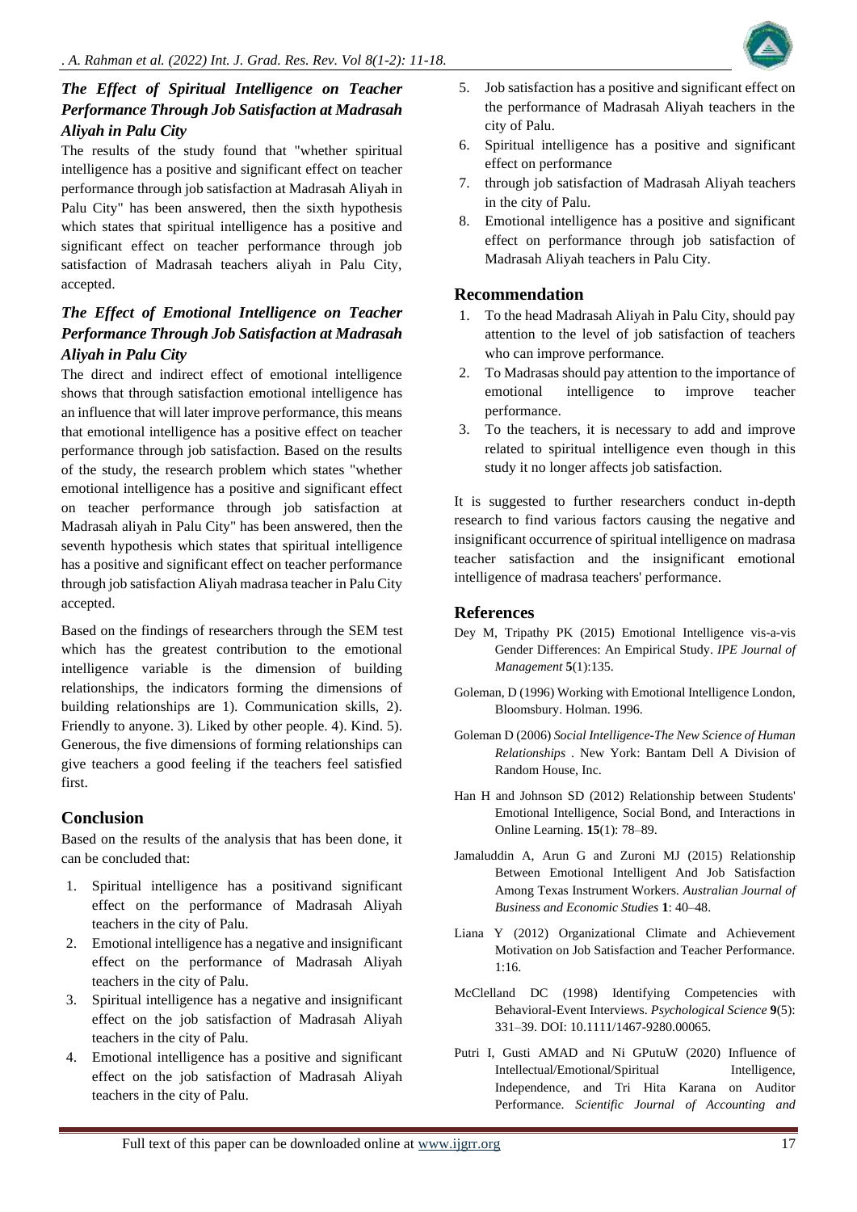### *The Effect of Spiritual Intelligence on Teacher Performance Through Job Satisfaction at Madrasah Aliyah in Palu City*

The results of the study found that "whether spiritual intelligence has a positive and significant effect on teacher performance through job satisfaction at Madrasah Aliyah in Palu City" has been answered, then the sixth hypothesis which states that spiritual intelligence has a positive and significant effect on teacher performance through job satisfaction of Madrasah teachers aliyah in Palu City, accepted.

### *The Effect of Emotional Intelligence on Teacher Performance Through Job Satisfaction at Madrasah Aliyah in Palu City*

The direct and indirect effect of emotional intelligence shows that through satisfaction emotional intelligence has an influence that will later improve performance, this means that emotional intelligence has a positive effect on teacher performance through job satisfaction. Based on the results of the study, the research problem which states "whether emotional intelligence has a positive and significant effect on teacher performance through job satisfaction at Madrasah aliyah in Palu City" has been answered, then the seventh hypothesis which states that spiritual intelligence has a positive and significant effect on teacher performance through job satisfaction Aliyah madrasa teacher in Palu City accepted.

Based on the findings of researchers through the SEM test which has the greatest contribution to the emotional intelligence variable is the dimension of building relationships, the indicators forming the dimensions of building relationships are 1). Communication skills, 2). Friendly to anyone. 3). Liked by other people. 4). Kind. 5). Generous, the five dimensions of forming relationships can give teachers a good feeling if the teachers feel satisfied first.

## Conclusion

Based on the results of the analysis that has been done, it can be concluded that:

1. Spiritual intelligence has a positivand significant effect on the performance of Madrasah Aliyah teachers in the city of Palu.
2. Emotional intelligence has a negative and insignificant effect on the performance of Madrasah Aliyah teachers in the city of Palu.
3. Spiritual intelligence has a negative and insignificant effect on the job satisfaction of Madrasah Aliyah teachers in the city of Palu.
4. Emotional intelligence has a positive and significant effect on the job satisfaction of Madrasah Aliyah teachers in the city of Palu.
5. Job satisfaction has a positive and significant effect on the performance of Madrasah Aliyah teachers in the city of Palu.
6. Spiritual intelligence has a positive and significant effect on performance
7. through job satisfaction of Madrasah Aliyah teachers in the city of Palu.
8. Emotional intelligence has a positive and significant effect on performance through job satisfaction of Madrasah Aliyah teachers in Palu City.

## Recommendation

1. To the head Madrasah Aliyah in Palu City, should pay attention to the level of job satisfaction of teachers who can improve performance.
2. To Madrasas should pay attention to the importance of emotional intelligence to improve teacher performance.
3. To the teachers, it is necessary to add and improve related to spiritual intelligence even though in this study it no longer affects job satisfaction.

It is suggested to further researchers conduct in-depth research to find various factors causing the negative and insignificant occurrence of spiritual intelligence on madrasa teacher satisfaction and the insignificant emotional intelligence of madrasa teachers' performance.

## References

Dey M, Tripathy PK (2015) Emotional Intelligence vis-a-vis Gender Differences: An Empirical Study. *IPE Journal of Management* **5**(1):135.

Goleman, D (1996) Working with Emotional Intelligence London, Bloomsbury. Holman. 1996.

Goleman D (2006) *Social Intelligence-The New Science of Human Relationships* . New York: Bantam Dell A Division of Random House, Inc.

Han H and Johnson SD (2012) Relationship between Students' Emotional Intelligence, Social Bond, and Interactions in Online Learning. **15**(1): 78–89.

Jamaluddin A, Arun G and Zuroni MJ (2015) Relationship Between Emotional Intelligent And Job Satisfaction Among Texas Instrument Workers. *Australian Journal of Business and Economic Studies* **1**: 40–48.

Liana Y (2012) Organizational Climate and Achievement Motivation on Job Satisfaction and Teacher Performance. 1:16.

McClelland DC (1998) Identifying Competencies with Behavioral-Event Interviews. *Psychological Science* **9**(5): 331–39. DOI: 10.1111/1467-9280.00065.

Putri I, Gusti AMAD and Ni GPutuW (2020) Influence of Intellectual/Emotional/Spiritual Intelligence, Independence, and Tri Hita Karana on Auditor Performance. *Scientific Journal of Accounting and*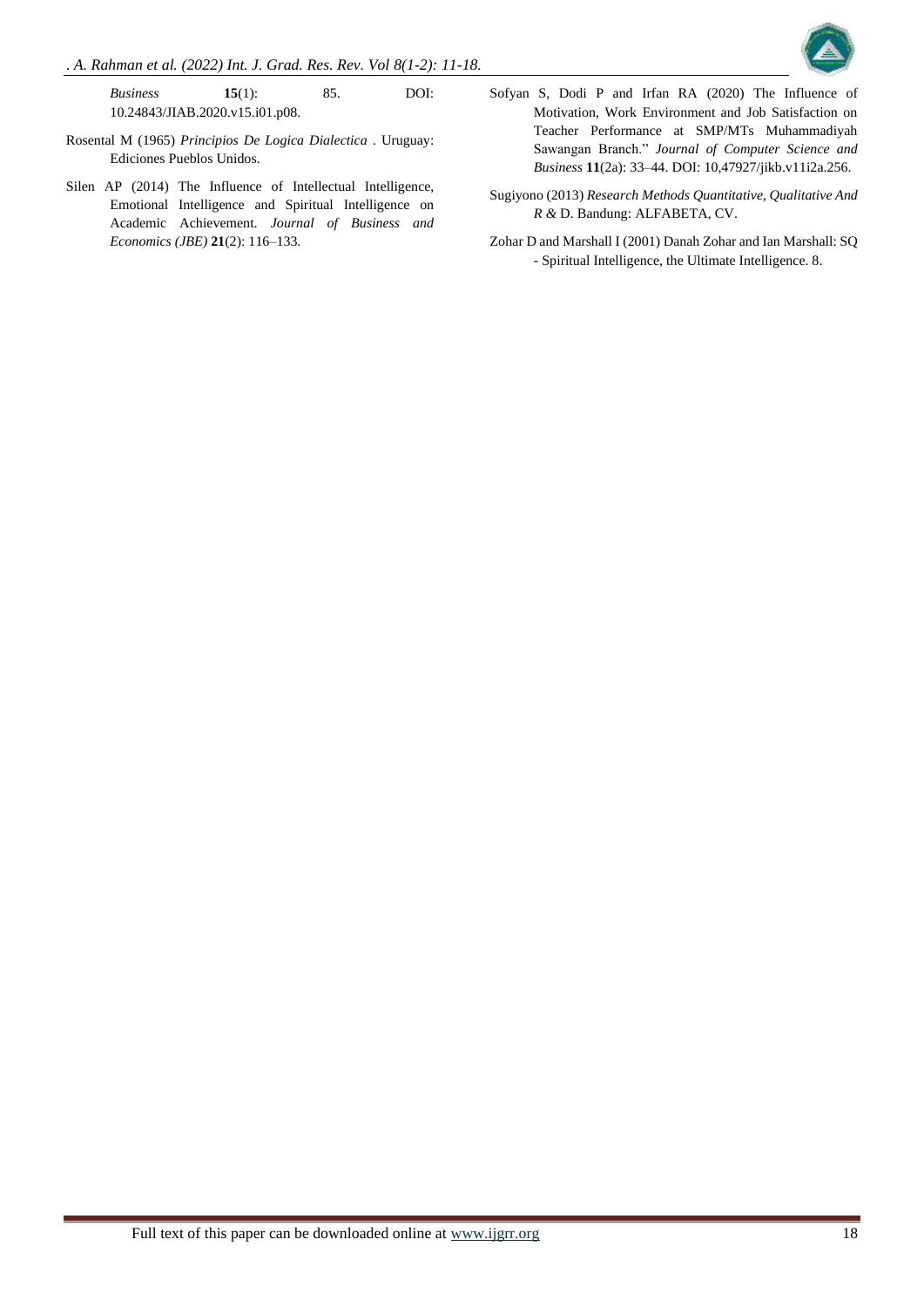*Business* **15**(1): 85. DOI: 10.24843/JIAB.2020.v15.i01.p08.

Rosental M (1965) *Principios De Logica Dialectica* . Uruguay: Ediciones Pueblos Unidos.

Silen AP (2014) The Influence of Intellectual Intelligence, Emotional Intelligence and Spiritual Intelligence on Academic Achievement. *Journal of Business and Economics (JBE)* **21**(2): 116–133.

Sofyan S, Dodi P and Irfan RA (2020) The Influence of Motivation, Work Environment and Job Satisfaction on Teacher Performance at SMP/MTs Muhammadiyah Sawangan Branch." *Journal of Computer Science and Business* **11**(2a): 33–44. DOI: 10,47927/jikb.v11i2a.256.

Sugiyono (2013) *Research Methods Quantitative, Qualitative And R &* D. Bandung: ALFABETA, CV.

Zohar D and Marshall I (2001) Danah Zohar and Ian Marshall: SQ - Spiritual Intelligence, the Ultimate Intelligence. 8.